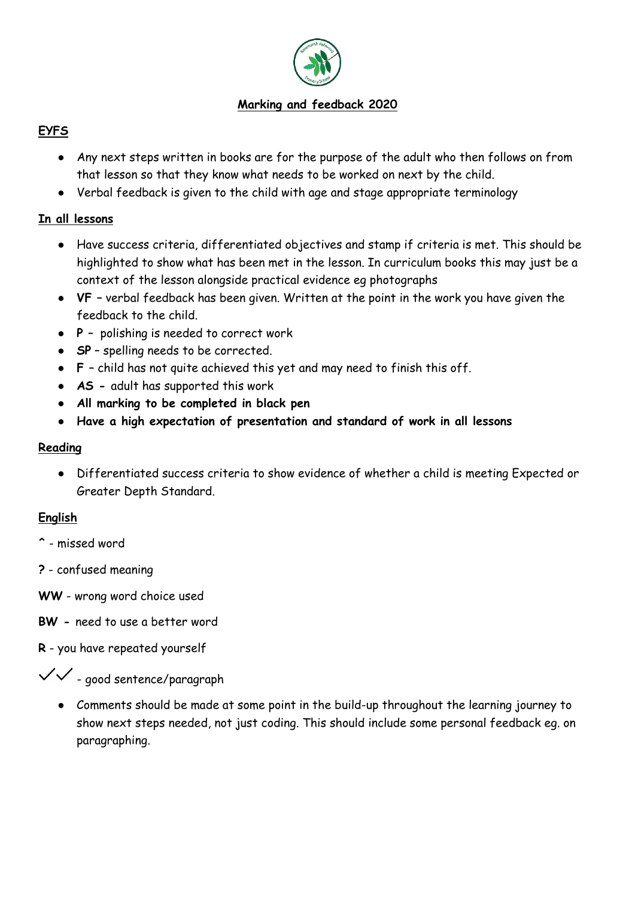# Marking and feedback 2020

## EYFS

- Any next steps written in books are for the purpose of the adult who then follows on from that lesson so that they know what needs to be worked on next by the child.
- Verbal feedback is given to the child with age and stage appropriate terminology

## In all lessons

- Have success criteria, differentiated objectives and stamp if criteria is met. This should be highlighted to show what has been met in the lesson. In curriculum books this may just be a context of the lesson alongside practical evidence eg photographs
- **VF** – verbal feedback has been given. Written at the point in the work you have given the feedback to the child.
- **P** – polishing is needed to correct work
- **SP** – spelling needs to be corrected.
- **F** – child has not quite achieved this yet and may need to finish this off.
- **AS** - adult has supported this work
- **All marking to be completed in black pen**
- **Have a high expectation of presentation and standard of work in all lessons**

## Reading

- Differentiated success criteria to show evidence of whether a child is meeting Expected or Greater Depth Standard.

## English

**^** - missed word

**?** - confused meaning

**WW** - wrong word choice used

**BW** - need to use a better word

**R** - you have repeated yourself

✓✓ - good sentence/paragraph

- Comments should be made at some point in the build-up throughout the learning journey to show next steps needed, not just coding. This should include some personal feedback eg. on paragraphing.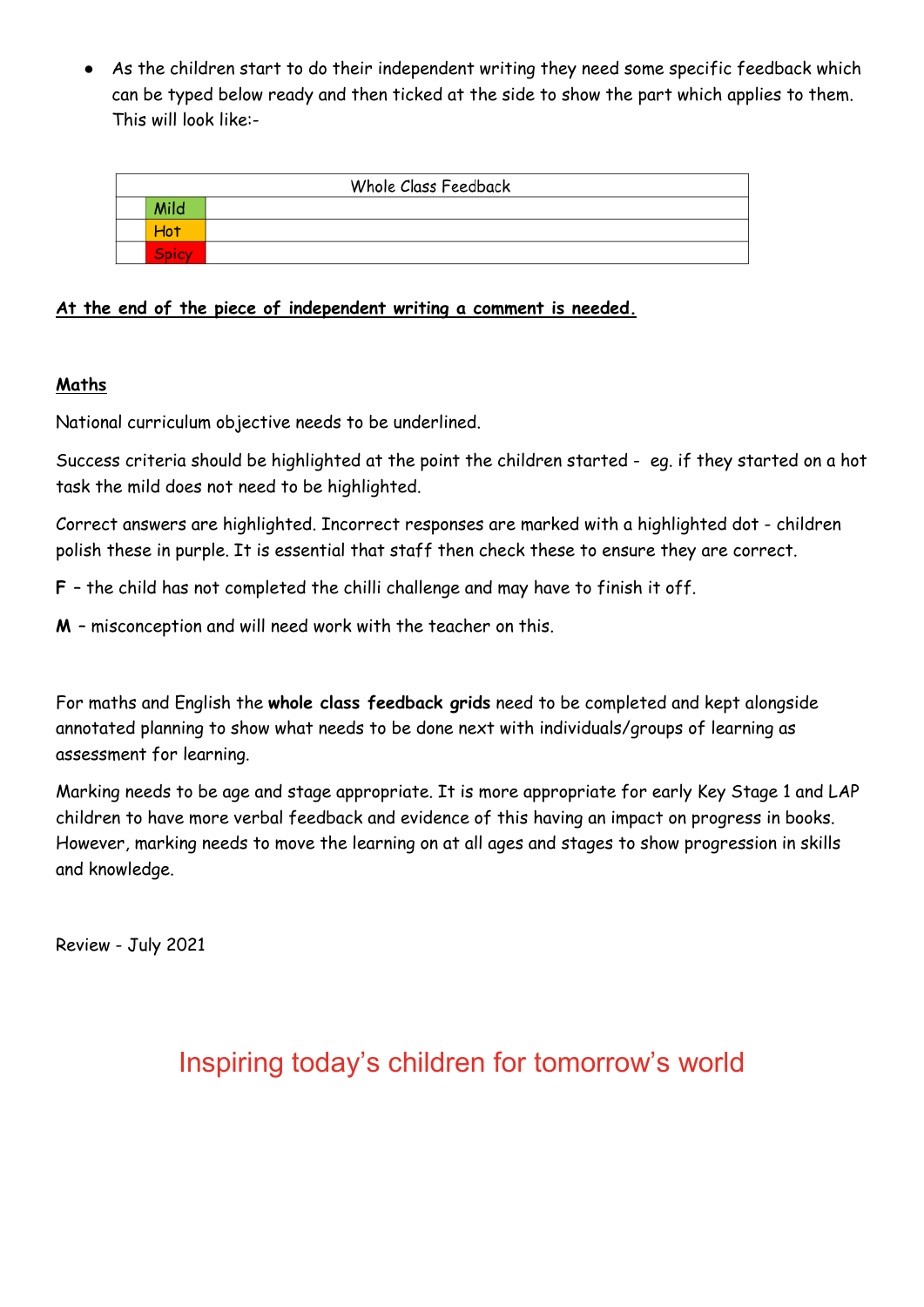- As the children start to do their independent writing they need some specific feedback which can be typed below ready and then ticked at the side to show the part which applies to them. This will look like:-

| Whole Class Feedback | | |
|---|---|---|
| | Mild | |
| | Hot | |
| | Spicy | |

**At the end of the piece of independent writing a comment is needed.**

**Maths**

National curriculum objective needs to be underlined.

Success criteria should be highlighted at the point the children started - eg. if they started on a hot task the mild does not need to be highlighted.

Correct answers are highlighted. Incorrect responses are marked with a highlighted dot - children polish these in purple. It is essential that staff then check these to ensure they are correct.

**F** – the child has not completed the chilli challenge and may have to finish it off.

**M** – misconception and will need work with the teacher on this.

For maths and English the **whole class feedback grids** need to be completed and kept alongside annotated planning to show what needs to be done next with individuals/groups of learning as assessment for learning.

Marking needs to be age and stage appropriate. It is more appropriate for early Key Stage 1 and LAP children to have more verbal feedback and evidence of this having an impact on progress in books. However, marking needs to move the learning on at all ages and stages to show progression in skills and knowledge.

Review - July 2021

Inspiring today's children for tomorrow's world